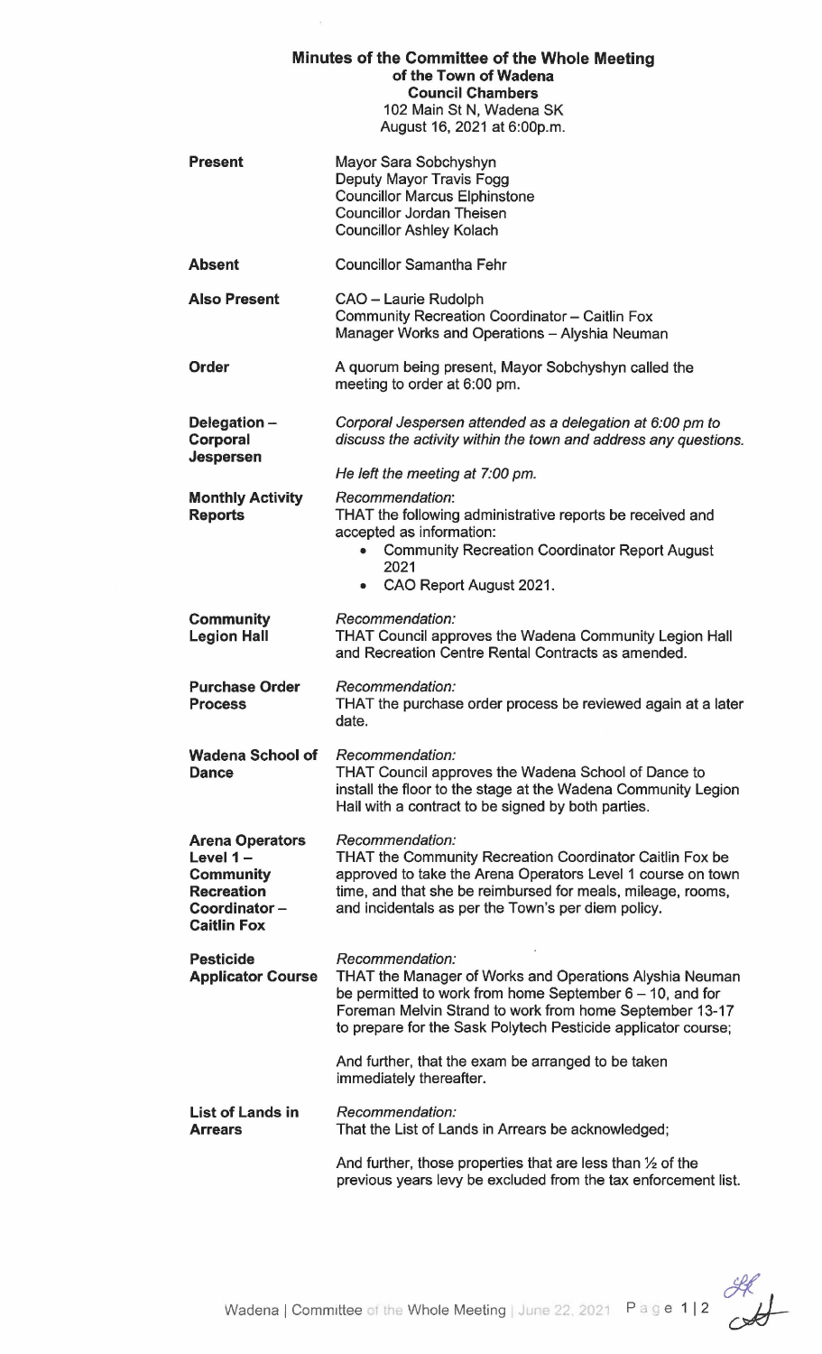# Minutes of the Committee of the Whole Meeting

## of the Town of Wadena

### Council Chambers

102 Main St N, Wadena SK
August 16, 2021 at 6:00p.m.

**Present**

Mayor Sara Sobchyshyn
Deputy Mayor Travis Fogg
Councillor Marcus Elphinstone
Councillor Jordan Theisen
Councillor Ashley Kolach

**Absent**

Councillor Samantha Fehr

**Also Present**

CAO – Laurie Rudolph
Community Recreation Coordinator – Caitlin Fox
Manager Works and Operations – Alyshia Neuman

**Order**

A quorum being present, Mayor Sobchyshyn called the meeting to order at 6:00 pm.

**Delegation – Corporal Jespersen**

*Corporal Jespersen attended as a delegation at 6:00 pm to discuss the activity within the town and address any questions.*

*He left the meeting at 7:00 pm.*

**Monthly Activity Reports**

*Recommendation:*
THAT the following administrative reports be received and accepted as information:

- Community Recreation Coordinator Report August 2021
- CAO Report August 2021.

**Community Legion Hall**

*Recommendation:*
THAT Council approves the Wadena Community Legion Hall and Recreation Centre Rental Contracts as amended.

**Purchase Order Process**

*Recommendation:*
THAT the purchase order process be reviewed again at a later date.

**Wadena School of Dance**

*Recommendation:*
THAT Council approves the Wadena School of Dance to install the floor to the stage at the Wadena Community Legion Hall with a contract to be signed by both parties.

**Arena Operators Level 1 – Community Recreation Coordinator – Caitlin Fox**

*Recommendation:*
THAT the Community Recreation Coordinator Caitlin Fox be approved to take the Arena Operators Level 1 course on town time, and that she be reimbursed for meals, mileage, rooms, and incidentals as per the Town's per diem policy.

**Pesticide Applicator Course**

*Recommendation:*
THAT the Manager of Works and Operations Alyshia Neuman be permitted to work from home September 6 – 10, and for Foreman Melvin Strand to work from home September 13-17 to prepare for the Sask Polytech Pesticide applicator course;

And further, that the exam be arranged to be taken immediately thereafter.

**List of Lands in Arrears**

*Recommendation:*
That the List of Lands in Arrears be acknowledged;

And further, those properties that are less than ½ of the previous years levy be excluded from the tax enforcement list.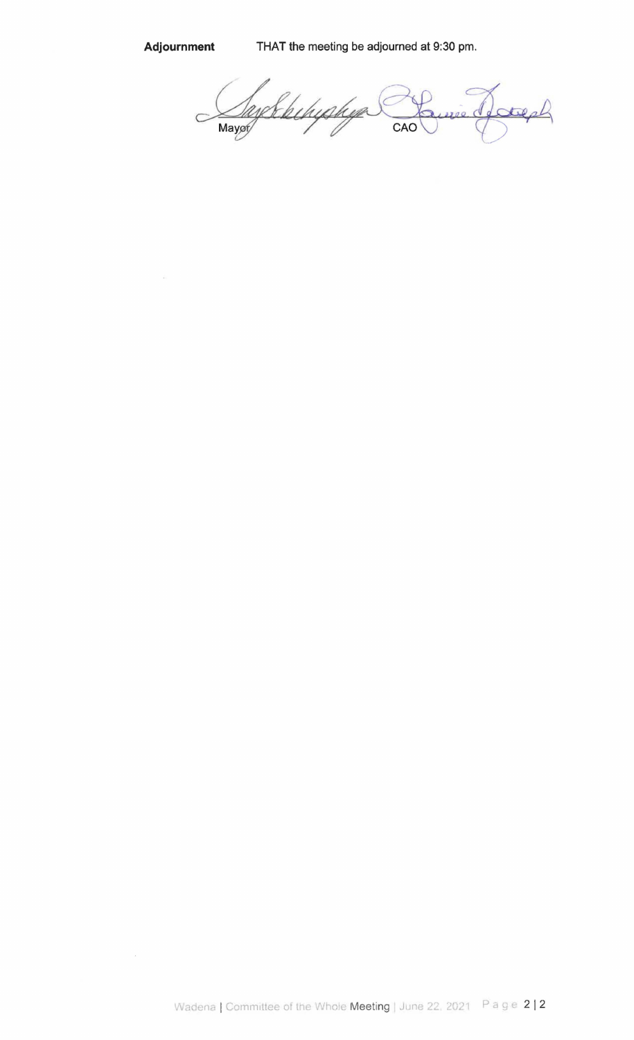**Adjournment** THAT the meeting be adjourned at 9:30 pm.

Mayor CAO